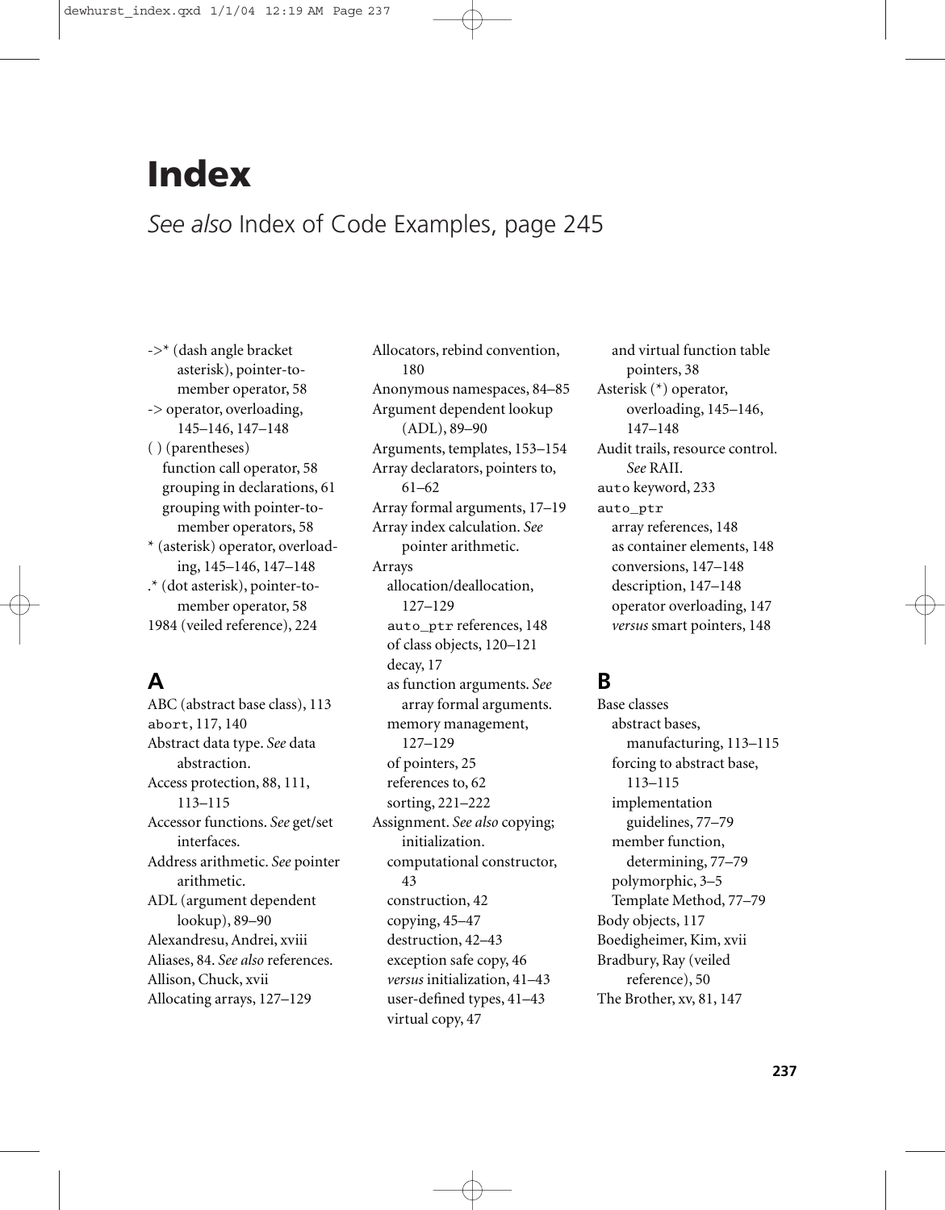# Index

*See also* Index of Code Examples, page 245

->* (dash angle bracket asterisk), pointer-to-member operator, 58
-> operator, overloading, 145–146, 147–148
( ) (parentheses)
- function call operator, 58
- grouping in declarations, 61
- grouping with pointer-to-member operators, 58

* (asterisk) operator, overloading, 145–146, 147–148
.* (dot asterisk), pointer-to-member operator, 58
1984 (veiled reference), 224

## A

ABC (abstract base class), 113
`abort`, 117, 140
Abstract data type. *See* data abstraction.
Access protection, 88, 111, 113–115
Accessor functions. *See* get/set interfaces.
Address arithmetic. *See* pointer arithmetic.
ADL (argument dependent lookup), 89–90
Alexandresu, Andrei, xviii
Aliases, 84. *See also* references.
Allison, Chuck, xvii
Allocating arrays, 127–129
Allocators, rebind convention, 180
Anonymous namespaces, 84–85
Argument dependent lookup (ADL), 89–90
Arguments, templates, 153–154
Array declarators, pointers to, 61–62
Array formal arguments, 17–19
Array index calculation. *See* pointer arithmetic.
Arrays
- allocation/deallocation, 127–129
- `auto_ptr` references, 148
- of class objects, 120–121
- decay, 17
- as function arguments. *See* array formal arguments.
- memory management, 127–129
- of pointers, 25
- references to, 62
- sorting, 221–222

Assignment. *See also* copying; initialization.
- computational constructor, 43
- construction, 42
- copying, 45–47
- destruction, 42–43
- exception safe copy, 46
- *versus* initialization, 41–43
- user-defined types, 41–43
- virtual copy, 47
- and virtual function table pointers, 38

Asterisk (*) operator, overloading, 145–146, 147–148
Audit trails, resource control. *See* RAII.
`auto` keyword, 233
`auto_ptr`
- array references, 148
- as container elements, 148
- conversions, 147–148
- description, 147–148
- operator overloading, 147
- *versus* smart pointers, 148

## B

Base classes
- abstract bases, manufacturing, 113–115
- forcing to abstract base, 113–115
- implementation guidelines, 77–79
- member function, determining, 77–79
- polymorphic, 3–5
- Template Method, 77–79

Body objects, 117
Boedigheimer, Kim, xvii
Bradbury, Ray (veiled reference), 50
The Brother, xv, 81, 147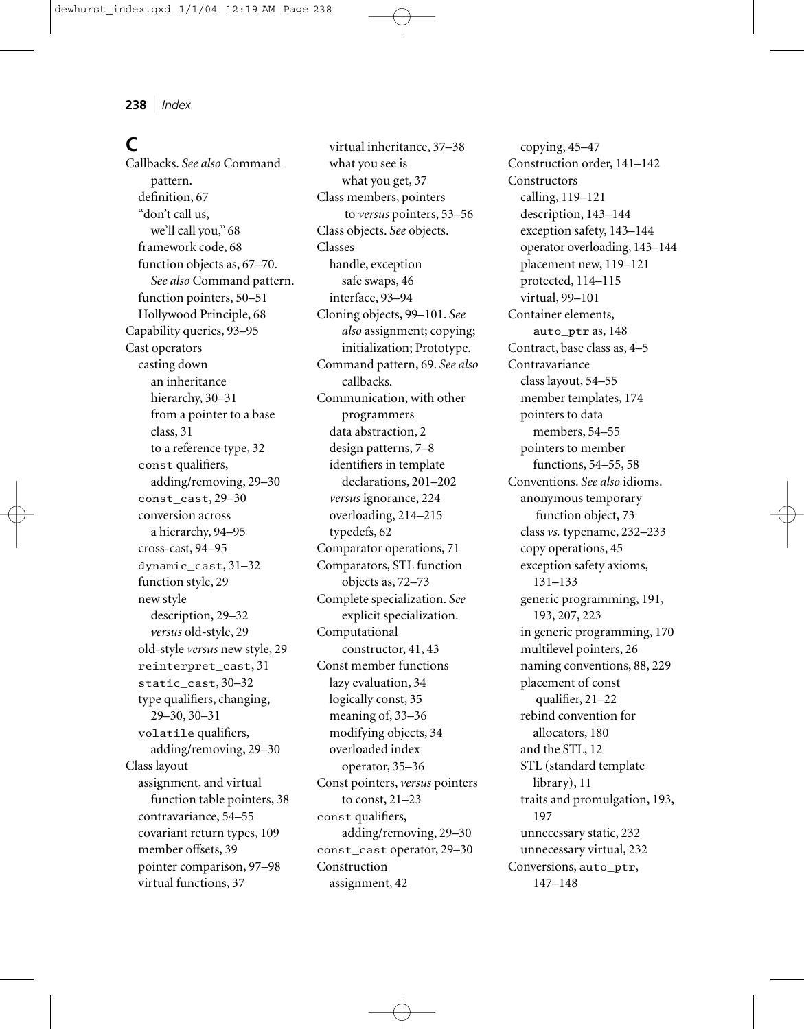# C

Callbacks. *See also* Command pattern.
- definition, 67
- "don't call us, we'll call you," 68
- framework code, 68
- function objects as, 67–70. *See also* Command pattern.
- function pointers, 50–51
- Hollywood Principle, 68

Capability queries, 93–95

Cast operators
- casting down
  - an inheritance hierarchy, 30–31
  - from a pointer to a base class, 31
  - to a reference type, 32
- `const` qualifiers, adding/removing, 29–30
- `const_cast`, 29–30
- conversion across a hierarchy, 94–95
- cross-cast, 94–95
- `dynamic_cast`, 31–32
- function style, 29
- new style
  - description, 29–32
  - *versus* old-style, 29
- old-style *versus* new style, 29
- `reinterpret_cast`, 31
- `static_cast`, 30–32
- type qualifiers, changing, 29–30, 30–31
- `volatile` qualifiers, adding/removing, 29–30

Class layout
- assignment, and virtual function table pointers, 38
- contravariance, 54–55
- covariant return types, 109
- member offsets, 39
- pointer comparison, 97–98
- virtual functions, 37
- virtual inheritance, 37–38
- what you see is what you get, 37

Class members, pointers to *versus* pointers, 53–56

Class objects. *See* objects.

Classes
- handle, exception safe swaps, 46
- interface, 93–94

Cloning objects, 99–101. *See also* assignment; copying; initialization; Prototype.

Command pattern, 69. *See also* callbacks.

Communication, with other programmers
- data abstraction, 2
- design patterns, 7–8
- identifiers in template declarations, 201–202
- *versus* ignorance, 224
- overloading, 214–215
- typedefs, 62

Comparator operations, 71

Comparators, STL function objects as, 72–73

Complete specialization. *See* explicit specialization.

Computational constructor, 41, 43

Const member functions
- lazy evaluation, 34
- logically const, 35
- meaning of, 33–36
- modifying objects, 34
- overloaded index operator, 35–36

Const pointers, *versus* pointers to const, 21–23

`const` qualifiers, adding/removing, 29–30

`const_cast` operator, 29–30

Construction
- assignment, 42
- copying, 45–47

Construction order, 141–142

Constructors
- calling, 119–121
- description, 143–144
- exception safety, 143–144
- operator overloading, 143–144
- placement new, 119–121
- protected, 114–115
- virtual, 99–101

Container elements, `auto_ptr` as, 148

Contract, base class as, 4–5

Contravariance
- class layout, 54–55
- member templates, 174
- pointers to data members, 54–55
- pointers to member functions, 54–55, 58

Conventions. *See also* idioms.
- anonymous temporary function object, 73
- class *vs.* typename, 232–233
- copy operations, 45
- exception safety axioms, 131–133
- generic programming, 191, 193, 207, 223
- in generic programming, 170
- multilevel pointers, 26
- naming conventions, 88, 229
- placement of const qualifier, 21–22
- rebind convention for allocators, 180
- and the STL, 12
- STL (standard template library), 11
- traits and promulgation, 193, 197
- unnecessary static, 232
- unnecessary virtual, 232

Conversions, `auto_ptr`, 147–148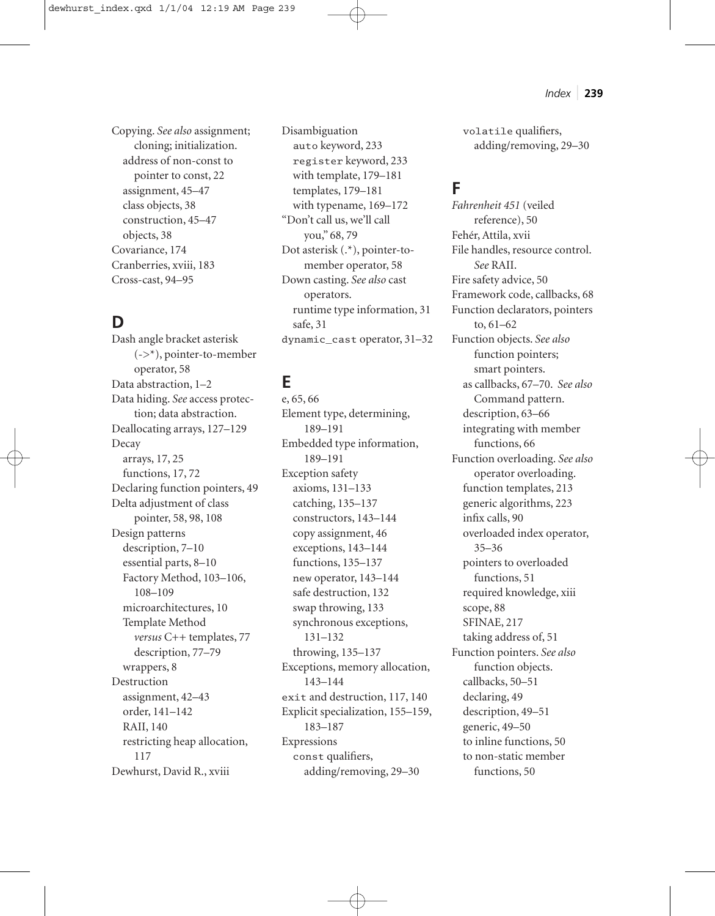Copying. *See also* assignment; cloning; initialization.
- address of non-const to pointer to const, 22
- assignment, 45–47
- class objects, 38
- construction, 45–47
- objects, 38

Covariance, 174

Cranberries, xviii, 183

Cross-cast, 94–95

## D

Dash angle bracket asterisk (->*), pointer-to-member operator, 58

Data abstraction, 1–2

Data hiding. *See* access protection; data abstraction.

Deallocating arrays, 127–129

Decay
- arrays, 17, 25
- functions, 17, 72

Declaring function pointers, 49

Delta adjustment of class pointer, 58, 98, 108

Design patterns
- description, 7–10
- essential parts, 8–10
- Factory Method, 103–106, 108–109
- microarchitectures, 10
- Template Method
  - *versus* C++ templates, 77
  - description, 77–79
- wrappers, 8

Destruction
- assignment, 42–43
- order, 141–142
- RAII, 140
- restricting heap allocation, 117

Dewhurst, David R., xviii

Disambiguation
- `auto` keyword, 233
- `register` keyword, 233
- with template, 179–181
- templates, 179–181
- with typename, 169–172

"Don't call us, we'll call you," 68, 79

Dot asterisk (.*), pointer-to-member operator, 58

Down casting. *See also* cast operators.
- runtime type information, 31
- safe, 31

`dynamic_cast` operator, 31–32

## E

e, 65, 66

Element type, determining, 189–191

Embedded type information, 189–191

Exception safety
- axioms, 131–133
- catching, 135–137
- constructors, 143–144
- copy assignment, 46
- exceptions, 143–144
- functions, 135–137
- `new` operator, 143–144
- safe destruction, 132
- swap throwing, 133
- synchronous exceptions, 131–132
- throwing, 135–137

Exceptions, memory allocation, 143–144

`exit` and destruction, 117, 140

Explicit specialization, 155–159, 183–187

Expressions
- `const` qualifiers, adding/removing, 29–30
- `volatile` qualifiers, adding/removing, 29–30

## F

*Fahrenheit 451* (veiled reference), 50

Fehér, Attila, xvii

File handles, resource control. *See* RAII.

Fire safety advice, 50

Framework code, callbacks, 68

Function declarators, pointers to, 61–62

Function objects. *See also* function pointers; smart pointers.
- as callbacks, 67–70. *See also* Command pattern.
- description, 63–66
- integrating with member functions, 66

Function overloading. *See also* operator overloading.
- function templates, 213
- generic algorithms, 223
- infix calls, 90
- overloaded index operator, 35–36
- pointers to overloaded functions, 51
- required knowledge, xiii
- scope, 88
- SFINAE, 217
- taking address of, 51

Function pointers. *See also* function objects.
- callbacks, 50–51
- declaring, 49
- description, 49–51
- generic, 49–50
- to inline functions, 50
- to non-static member functions, 50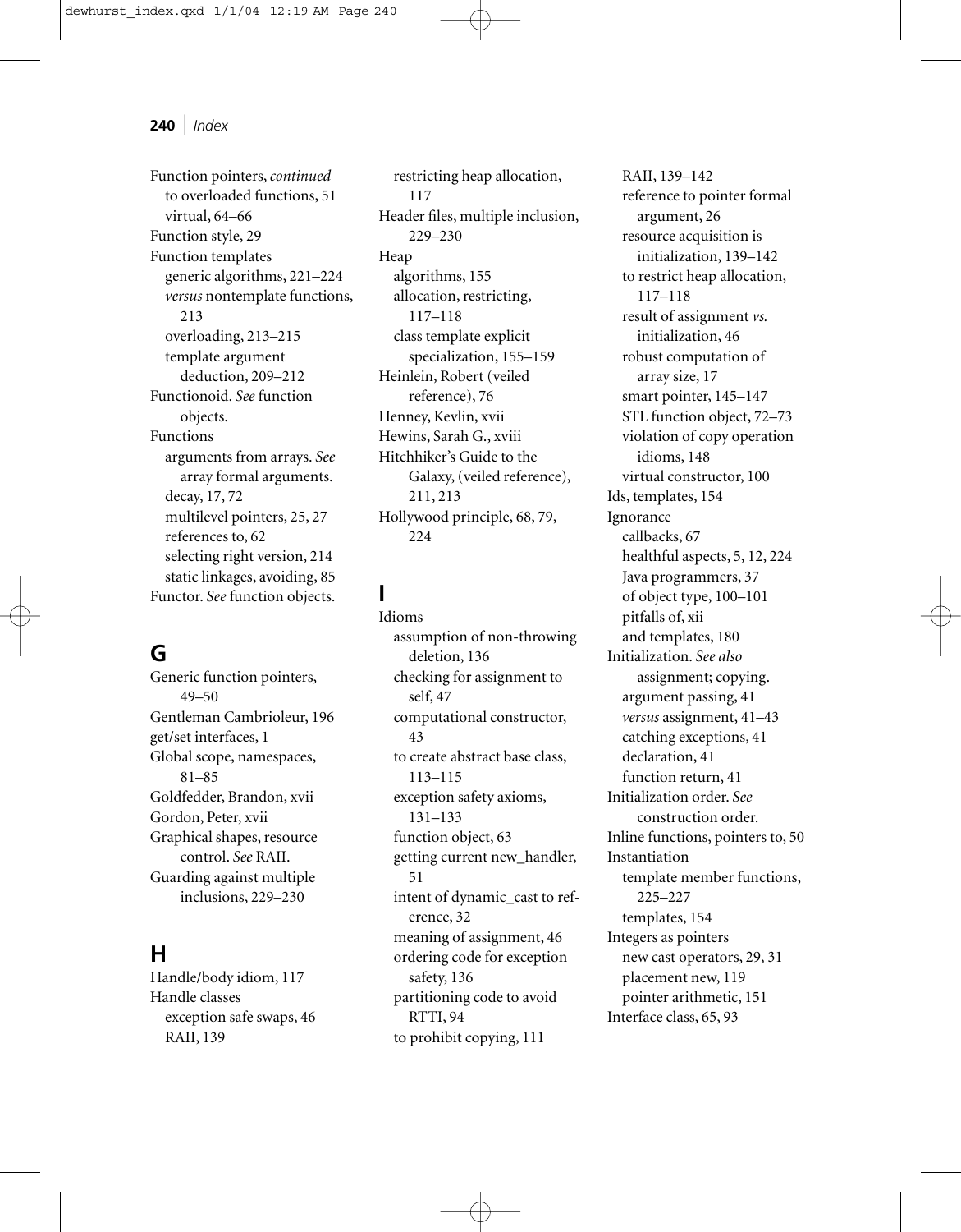Function pointers, *continued*
- to overloaded functions, 51
- virtual, 64–66

Function style, 29

Function templates
- generic algorithms, 221–224
- *versus* nontemplate functions, 213
- overloading, 213–215
- template argument deduction, 209–212

Functionoid. *See* function objects.

Functions
- arguments from arrays. *See* array formal arguments.
- decay, 17, 72
- multilevel pointers, 25, 27
- references to, 62
- selecting right version, 214
- static linkages, avoiding, 85

Functor. *See* function objects.

## G

Generic function pointers, 49–50

Gentleman Cambrioleur, 196

get/set interfaces, 1

Global scope, namespaces, 81–85

Goldfedder, Brandon, xvii

Gordon, Peter, xvii

Graphical shapes, resource control. *See* RAII.

Guarding against multiple inclusions, 229–230

## H

Handle/body idiom, 117

Handle classes
- exception safe swaps, 46
- RAII, 139
- restricting heap allocation, 117

Header files, multiple inclusion, 229–230

Heap
- algorithms, 155
- allocation, restricting, 117–118
- class template explicit specialization, 155–159

Heinlein, Robert (veiled reference), 76

Henney, Kevlin, xvii

Hewins, Sarah G., xviii

Hitchhiker's Guide to the Galaxy, (veiled reference), 211, 213

Hollywood principle, 68, 79, 224

## I

Idioms
- assumption of non-throwing deletion, 136
- checking for assignment to self, 47
- computational constructor, 43
- to create abstract base class, 113–115
- exception safety axioms, 131–133
- function object, 63
- getting current new_handler, 51
- intent of dynamic_cast to reference, 32
- meaning of assignment, 46
- ordering code for exception safety, 136
- partitioning code to avoid RTTI, 94
- to prohibit copying, 111
- RAII, 139–142
- reference to pointer formal argument, 26
- resource acquisition is initialization, 139–142
- to restrict heap allocation, 117–118
- result of assignment *vs.* initialization, 46
- robust computation of array size, 17
- smart pointer, 145–147
- STL function object, 72–73
- violation of copy operation idioms, 148
- virtual constructor, 100

Ids, templates, 154

Ignorance
- callbacks, 67
- healthful aspects, 5, 12, 224
- Java programmers, 37
- of object type, 100–101
- pitfalls of, xii
- and templates, 180

Initialization. *See also* assignment; copying.
- argument passing, 41
- *versus* assignment, 41–43
- catching exceptions, 41
- declaration, 41
- function return, 41

Initialization order. *See* construction order.

Inline functions, pointers to, 50

Instantiation
- template member functions, 225–227
- templates, 154

Integers as pointers
- new cast operators, 29, 31
- placement new, 119
- pointer arithmetic, 151

Interface class, 65, 93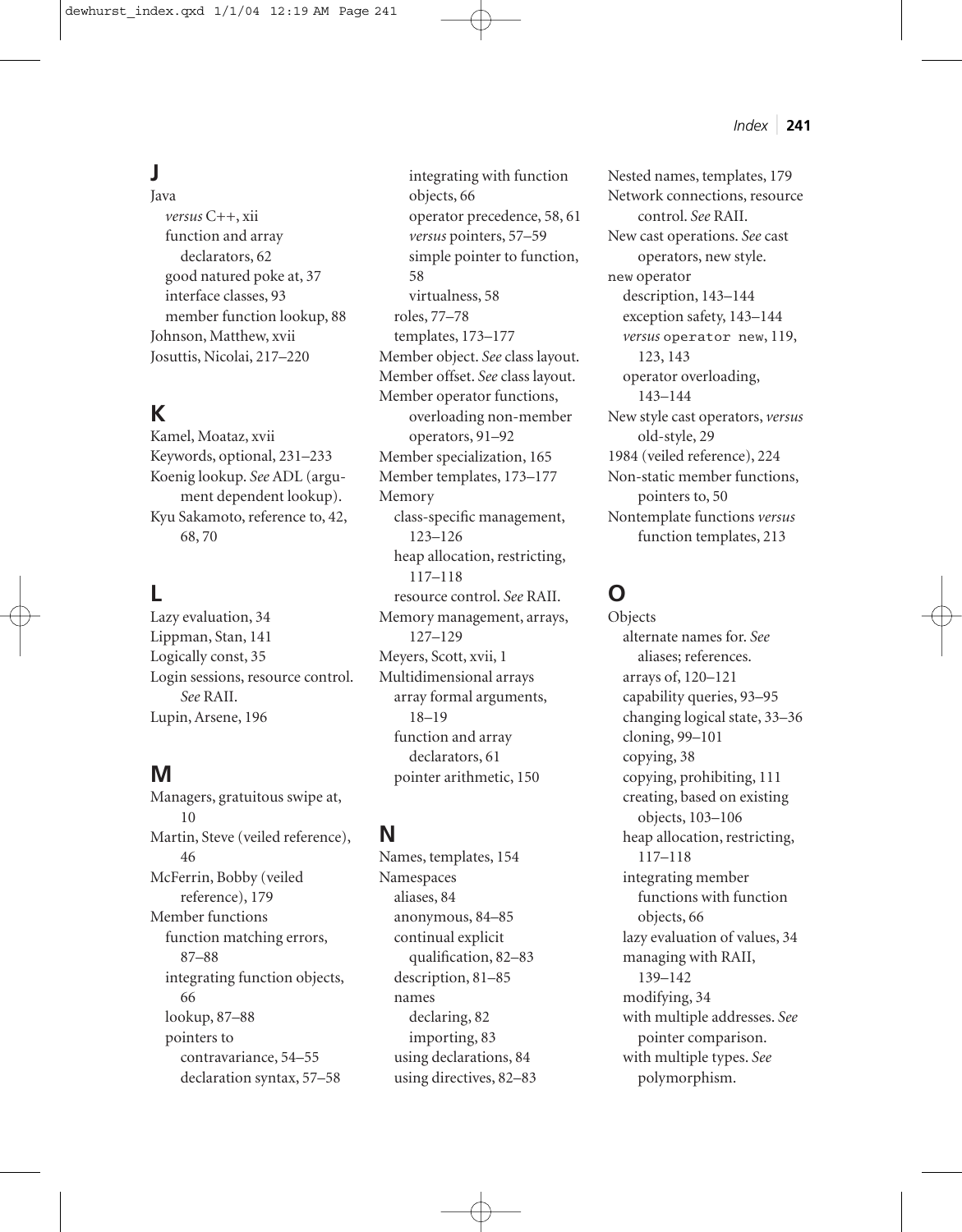## J

Java
- *versus* C++, xii
- function and array declarators, 62
- good natured poke at, 37
- interface classes, 93
- member function lookup, 88

Johnson, Matthew, xvii

Josuttis, Nicolai, 217–220

## K

Kamel, Moataz, xvii

Keywords, optional, 231–233

Koenig lookup. *See* ADL (argument dependent lookup).

Kyu Sakamoto, reference to, 42, 68, 70

## L

Lazy evaluation, 34

Lippman, Stan, 141

Logically const, 35

Login sessions, resource control. *See* RAII.

Lupin, Arsene, 196

## M

Managers, gratuitous swipe at, 10

Martin, Steve (veiled reference), 46

McFerrin, Bobby (veiled reference), 179

Member functions
- function matching errors, 87–88
- integrating function objects, 66
- lookup, 87–88
- pointers to
  - contravariance, 54–55
  - declaration syntax, 57–58
  - integrating with function objects, 66
  - operator precedence, 58, 61
  - *versus* pointers, 57–59
  - simple pointer to function, 58
  - virtualness, 58
- roles, 77–78
- templates, 173–177

Member object. *See* class layout.

Member offset. *See* class layout.

Member operator functions, overloading non-member operators, 91–92

Member specialization, 165

Member templates, 173–177

Memory
- class-specific management, 123–126
- heap allocation, restricting, 117–118
- resource control. *See* RAII.

Memory management, arrays, 127–129

Meyers, Scott, xvii, 1

Multidimensional arrays
- array formal arguments, 18–19
- function and array declarators, 61
- pointer arithmetic, 150

## N

Names, templates, 154

Namespaces
- aliases, 84
- anonymous, 84–85
- continual explicit qualification, 82–83
- description, 81–85
- names
  - declaring, 82
  - importing, 83
- using declarations, 84
- using directives, 82–83

Nested names, templates, 179

Network connections, resource control. *See* RAII.

New cast operations. *See* cast operators, new style.

`new` operator
- description, 143–144
- exception safety, 143–144
- *versus* `operator new`, 119, 123, 143
- operator overloading, 143–144

New style cast operators, *versus* old-style, 29

1984 (veiled reference), 224

Non-static member functions, pointers to, 50

Nontemplate functions *versus* function templates, 213

## O

Objects
- alternate names for. *See* aliases; references.
- arrays of, 120–121
- capability queries, 93–95
- changing logical state, 33–36
- cloning, 99–101
- copying, 38
- copying, prohibiting, 111
- creating, based on existing objects, 103–106
- heap allocation, restricting, 117–118
- integrating member functions with function objects, 66
- lazy evaluation of values, 34
- managing with RAII, 139–142
- modifying, 34
- with multiple addresses. *See* pointer comparison.
- with multiple types. *See* polymorphism.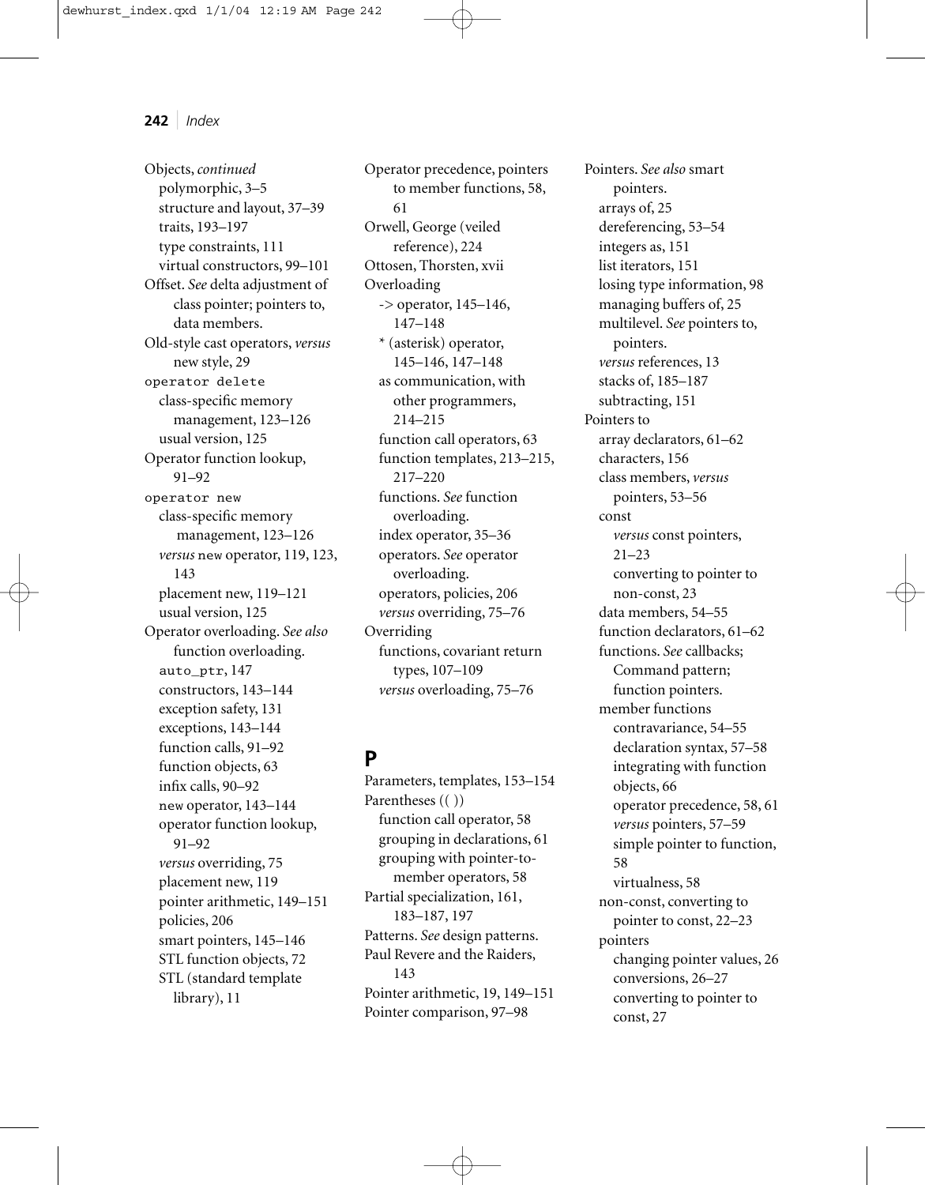Objects, *continued*
- polymorphic, 3–5
- structure and layout, 37–39
- traits, 193–197
- type constraints, 111
- virtual constructors, 99–101

Offset. *See* delta adjustment of class pointer; pointers to, data members.

Old-style cast operators, *versus* new style, 29

`operator delete`
- class-specific memory management, 123–126
- usual version, 125

Operator function lookup, 91–92

`operator new`
- class-specific memory management, 123–126
- *versus* `new` operator, 119, 123, 143
- placement new, 119–121
- usual version, 125

Operator overloading. *See also* function overloading.
- `auto_ptr`, 147
- constructors, 143–144
- exception safety, 131
- exceptions, 143–144
- function calls, 91–92
- function objects, 63
- infix calls, 90–92
- `new` operator, 143–144
- operator function lookup, 91–92
- *versus* overriding, 75
- placement new, 119
- pointer arithmetic, 149–151
- policies, 206
- smart pointers, 145–146
- STL function objects, 72
- STL (standard template library), 11

Operator precedence, pointers to member functions, 58, 61

Orwell, George (veiled reference), 224

Ottosen, Thorsten, xvii

Overloading
- -> operator, 145–146, 147–148
- * (asterisk) operator, 145–146, 147–148
- as communication, with other programmers, 214–215
- function call operators, 63
- function templates, 213–215, 217–220
- functions. *See* function overloading.
- index operator, 35–36
- operators. *See* operator overloading.
- operators, policies, 206
- *versus* overriding, 75–76

Overriding
- functions, covariant return types, 107–109
- *versus* overloading, 75–76

## P

Parameters, templates, 153–154

Parentheses (( ))
- function call operator, 58
- grouping in declarations, 61
- grouping with pointer-to-member operators, 58

Partial specialization, 161, 183–187, 197

Patterns. *See* design patterns.

Paul Revere and the Raiders, 143

Pointer arithmetic, 19, 149–151

Pointer comparison, 97–98

Pointers. *See also* smart pointers.
- arrays of, 25
- dereferencing, 53–54
- integers as, 151
- list iterators, 151
- losing type information, 98
- managing buffers of, 25
- multilevel. *See* pointers to, pointers.
- *versus* references, 13
- stacks of, 185–187
- subtracting, 151

Pointers to
- array declarators, 61–62
- characters, 156
- class members, *versus* pointers, 53–56
- const
  - *versus* const pointers, 21–23
  - converting to pointer to non-const, 23
- data members, 54–55
- function declarators, 61–62
- functions. *See* callbacks; Command pattern; function pointers.
- member functions
  - contravariance, 54–55
  - declaration syntax, 57–58
  - integrating with function objects, 66
  - operator precedence, 58, 61
  - *versus* pointers, 57–59
  - simple pointer to function, 58
  - virtualness, 58
- non-const, converting to pointer to const, 22–23
- pointers
  - changing pointer values, 26
  - conversions, 26–27
  - converting to pointer to const, 27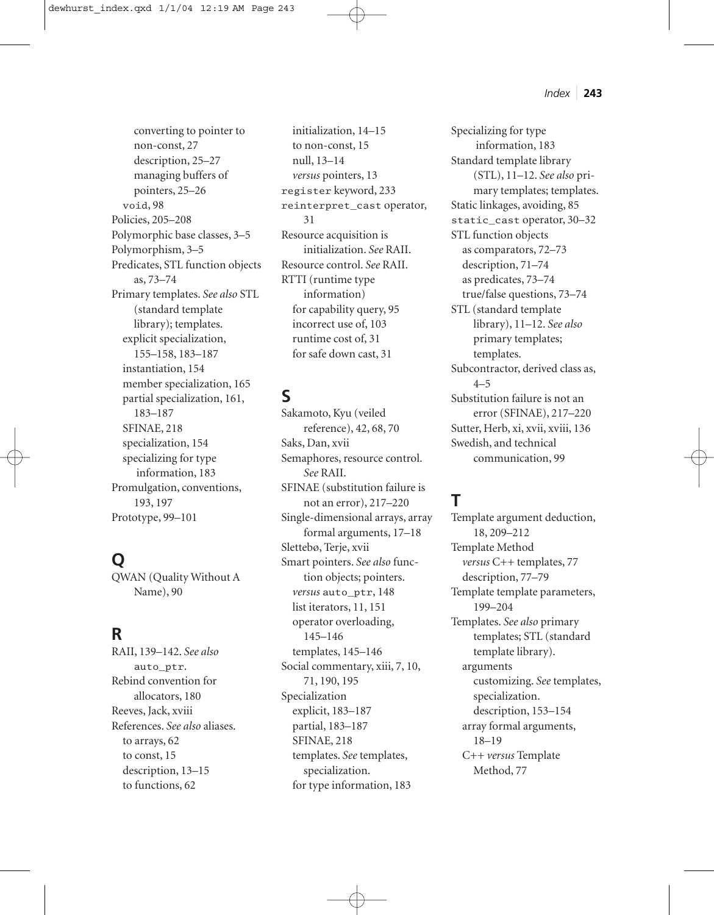converting to pointer to non-const, 27
description, 25–27
managing buffers of pointers, 25–26
void, 98

Policies, 205–208
Polymorphic base classes, 3–5
Polymorphism, 3–5
Predicates, STL function objects as, 73–74
Primary templates. *See also* STL (standard template library); templates.
  explicit specialization, 155–158, 183–187
  instantiation, 154
  member specialization, 165
  partial specialization, 161, 183–187
  SFINAE, 218
  specialization, 154
  specializing for type information, 183
Promulgation, conventions, 193, 197
Prototype, 99–101

## Q

QWAN (Quality Without A Name), 90

## R

RAII, 139–142. *See also* `auto_ptr`.
Rebind convention for allocators, 180
Reeves, Jack, xviii
References. *See also* aliases.
  to arrays, 62
  to const, 15
  description, 13–15
  to functions, 62
  initialization, 14–15
  to non-const, 15
  null, 13–14
  *versus* pointers, 13
`register` keyword, 233
`reinterpret_cast` operator, 31
Resource acquisition is initialization. *See* RAII.
Resource control. *See* RAII.
RTTI (runtime type information)
  for capability query, 95
  incorrect use of, 103
  runtime cost of, 31
  for safe down cast, 31

## S

Sakamoto, Kyu (veiled reference), 42, 68, 70
Saks, Dan, xvii
Semaphores, resource control. *See* RAII.
SFINAE (substitution failure is not an error), 217–220
Single-dimensional arrays, array formal arguments, 17–18
Slettebø, Terje, xvii
Smart pointers. *See also* function objects; pointers.
  *versus* `auto_ptr`, 148
  list iterators, 11, 151
  operator overloading, 145–146
  templates, 145–146
Social commentary, xiii, 7, 10, 71, 190, 195
Specialization
  explicit, 183–187
  partial, 183–187
  SFINAE, 218
  templates. *See* templates, specialization.
  for type information, 183
Specializing for type information, 183
Standard template library (STL), 11–12. *See also* primary templates; templates.
Static linkages, avoiding, 85
`static_cast` operator, 30–32
STL function objects
  as comparators, 72–73
  description, 71–74
  as predicates, 73–74
  true/false questions, 73–74
STL (standard template library), 11–12. *See also* primary templates; templates.
Subcontractor, derived class as, 4–5
Substitution failure is not an error (SFINAE), 217–220
Sutter, Herb, xi, xvii, xviii, 136
Swedish, and technical communication, 99

## T

Template argument deduction, 18, 209–212
Template Method
  *versus* C++ templates, 77
  description, 77–79
Template template parameters, 199–204
Templates. *See also* primary templates; STL (standard template library).
  arguments
    customizing. *See* templates, specialization.
    description, 153–154
  array formal arguments, 18–19
  C++ *versus* Template Method, 77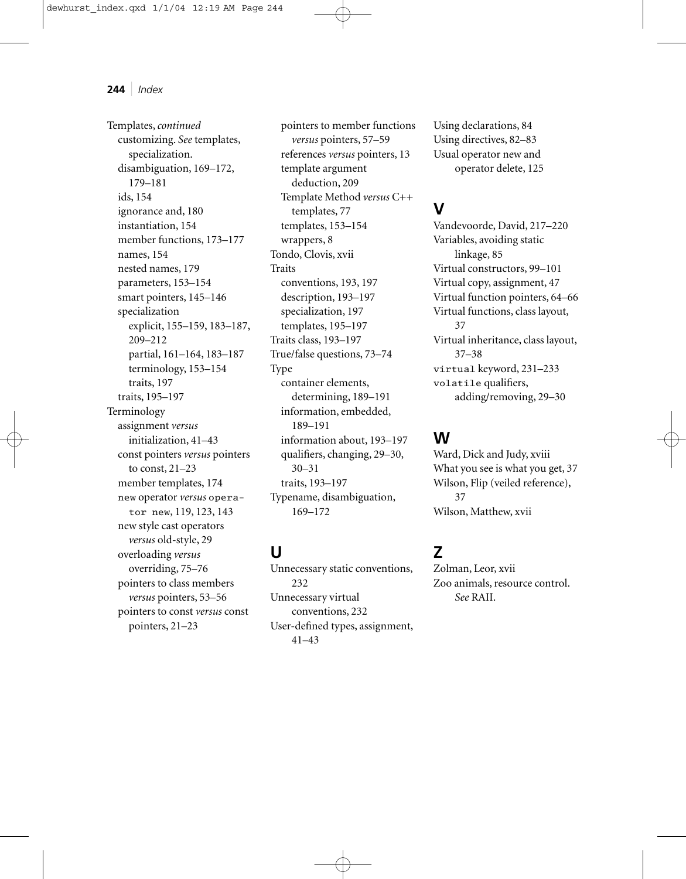Templates, *continued*
- customizing. *See* templates, specialization.
- disambiguation, 169–172, 179–181
- ids, 154
- ignorance and, 180
- instantiation, 154
- member functions, 173–177
- names, 154
- nested names, 179
- parameters, 153–154
- smart pointers, 145–146
- specialization
  - explicit, 155–159, 183–187, 209–212
  - partial, 161–164, 183–187
  - terminology, 153–154
  - traits, 197
- traits, 195–197

Terminology
- assignment *versus* initialization, 41–43
- const pointers *versus* pointers to const, 21–23
- member templates, 174
- `new` operator *versus* `operator new`, 119, 123, 143
- new style cast operators *versus* old-style, 29
- overloading *versus* overriding, 75–76
- pointers to class members *versus* pointers, 53–56
- pointers to const *versus* const pointers, 21–23
- pointers to member functions *versus* pointers, 57–59
- references *versus* pointers, 13
- template argument deduction, 209
- Template Method *versus* C++ templates, 77
- templates, 153–154
- wrappers, 8

Tondo, Clovis, xvii

Traits
- conventions, 193, 197
- description, 193–197
- specialization, 197
- templates, 195–197

Traits class, 193–197

True/false questions, 73–74

Type
- container elements, determining, 189–191
- information, embedded, 189–191
- information about, 193–197
- qualifiers, changing, 29–30, 30–31
- traits, 193–197

Typename, disambiguation, 169–172

## U

Unnecessary static conventions, 232

Unnecessary virtual conventions, 232

User-defined types, assignment, 41–43

Using declarations, 84

Using directives, 82–83

Usual operator new and operator delete, 125

## V

Vandevoorde, David, 217–220

Variables, avoiding static linkage, 85

Virtual constructors, 99–101

Virtual copy, assignment, 47

Virtual function pointers, 64–66

Virtual functions, class layout, 37

Virtual inheritance, class layout, 37–38

`virtual` keyword, 231–233

`volatile` qualifiers, adding/removing, 29–30

## W

Ward, Dick and Judy, xviii

What you see is what you get, 37

Wilson, Flip (veiled reference), 37

Wilson, Matthew, xvii

## Z

Zolman, Leor, xvii

Zoo animals, resource control. *See* RAII.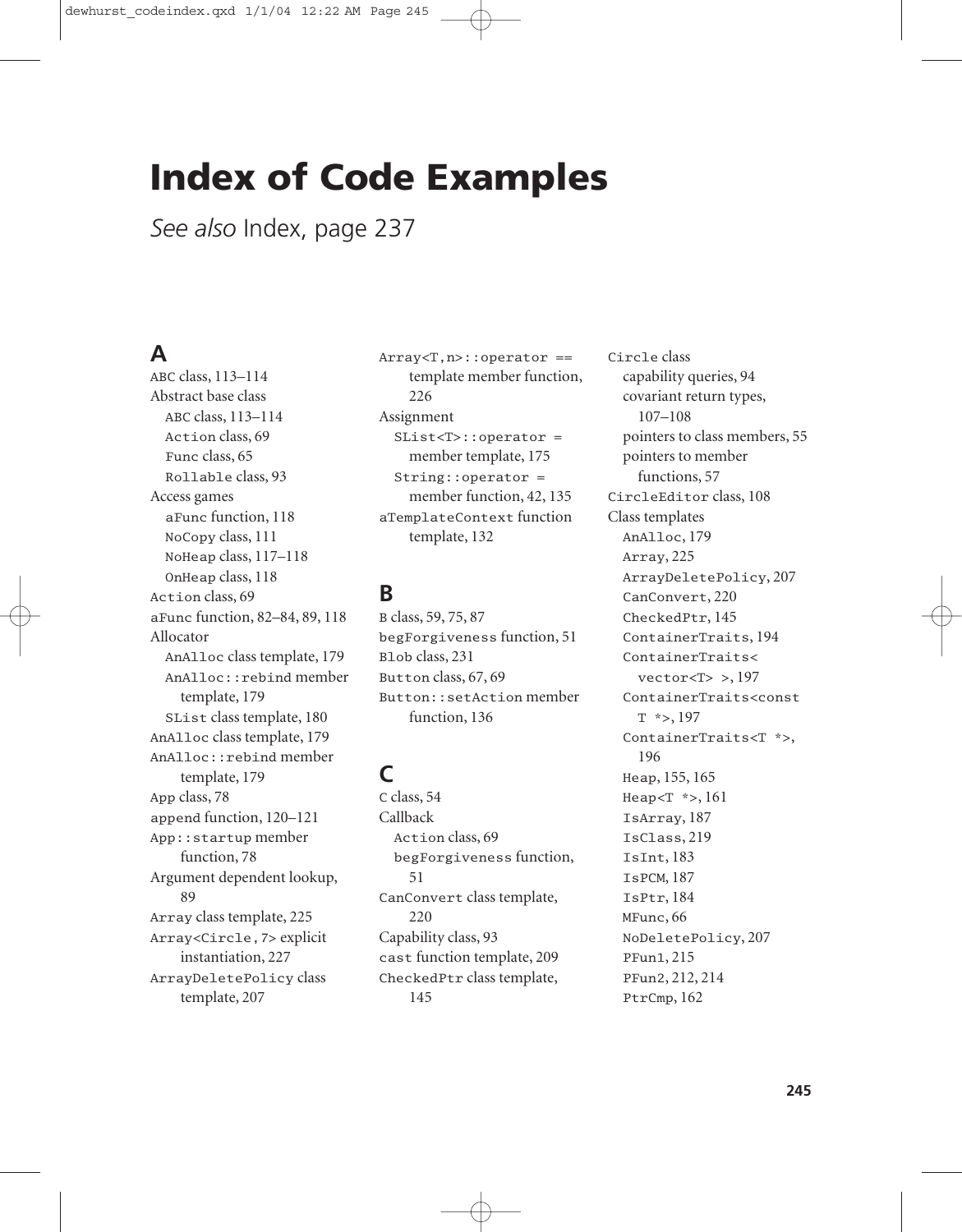# Index of Code Examples

*See also* Index, page 237

## A

ABC class, 113–114
Abstract base class
- ABC class, 113–114
- Action class, 69
- Func class, 65
- Rollable class, 93

Access games
- aFunc function, 118
- NoCopy class, 111
- NoHeap class, 117–118
- OnHeap class, 118

Action class, 69
aFunc function, 82–84, 89, 118
Allocator
- AnAlloc class template, 179
- AnAlloc::rebind member template, 179
- SList class template, 180

AnAlloc class template, 179
AnAlloc::rebind member template, 179
App class, 78
append function, 120–121
App::startup member function, 78
Argument dependent lookup, 89
Array class template, 225
Array<Circle,7> explicit instantiation, 227
ArrayDeletePolicy class template, 207
Array<T,n>::operator == template member function, 226
Assignment
- SList<T>::operator = member template, 175
- String::operator = member function, 42, 135

aTemplateContext function template, 132

## B

B class, 59, 75, 87
begForgiveness function, 51
Blob class, 231
Button class, 67, 69
Button::setAction member function, 136

## C

C class, 54
Callback
- Action class, 69
- begForgiveness function, 51

CanConvert class template, 220
Capability class, 93
cast function template, 209
CheckedPtr class template, 145
Circle class
- capability queries, 94
- covariant return types, 107–108
- pointers to class members, 55
- pointers to member functions, 57

CircleEditor class, 108
Class templates
- AnAlloc, 179
- Array, 225
- ArrayDeletePolicy, 207
- CanConvert, 220
- CheckedPtr, 145
- ContainerTraits, 194
- ContainerTraits< vector<T> >, 197
- ContainerTraits<const T *>, 197
- ContainerTraits<T *>, 196
- Heap, 155, 165
- Heap<T *>, 161
- IsArray, 187
- IsClass, 219
- IsInt, 183
- IsPCM, 187
- IsPtr, 184
- MFunc, 66
- NoDeletePolicy, 207
- PFun1, 215
- PFun2, 212, 214
- PtrCmp, 162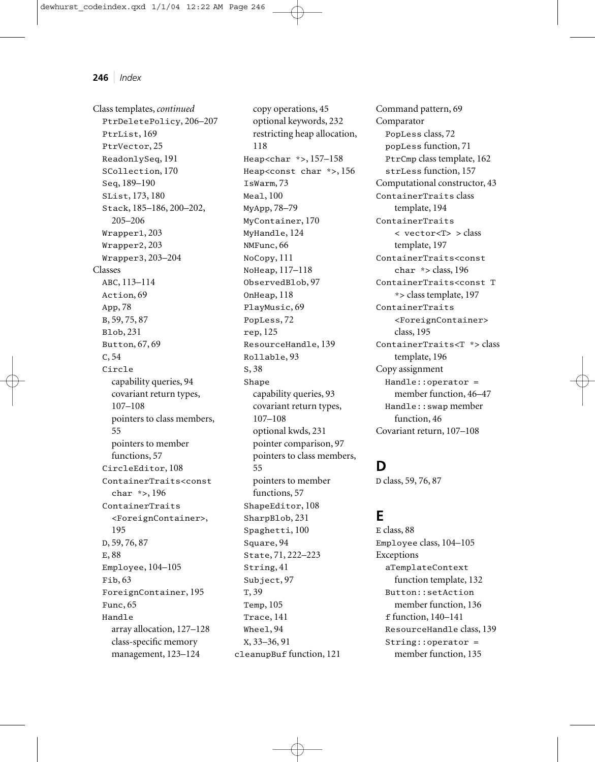Class templates, *continued*
- PtrDeletePolicy, 206–207
- PtrList, 169
- PtrVector, 25
- ReadonlySeq, 191
- SCollection, 170
- Seq, 189–190
- SList, 173, 180
- Stack, 185–186, 200–202, 205–206
- Wrapper1, 203
- Wrapper2, 203
- Wrapper3, 203–204

Classes
- ABC, 113–114
- Action, 69
- App, 78
- B, 59, 75, 87
- Blob, 231
- Button, 67, 69
- C, 54
- Circle
  - capability queries, 94
  - covariant return types, 107–108
  - pointers to class members, 55
  - pointers to member functions, 57
- CircleEditor, 108
- ContainerTraits<const char *>, 196
- ContainerTraits <ForeignContainer>, 195
- D, 59, 76, 87
- E, 88
- Employee, 104–105
- Fib, 63
- ForeignContainer, 195
- Func, 65
- Handle
  - array allocation, 127–128
  - class-specific memory management, 123–124
  - copy operations, 45
  - optional keywords, 232
  - restricting heap allocation, 118
- Heap<char *>, 157–158
- Heap<const char *>, 156
- IsWarm, 73
- Meal, 100
- MyApp, 78–79
- MyContainer, 170
- MyHandle, 124
- NMFunc, 66
- NoCopy, 111
- NoHeap, 117–118
- ObservedBlob, 97
- OnHeap, 118
- PlayMusic, 69
- PopLess, 72
- rep, 125
- ResourceHandle, 139
- Rollable, 93
- S, 38
- Shape
  - capability queries, 93
  - covariant return types, 107–108
  - optional kwds, 231
  - pointer comparison, 97
  - pointers to class members, 55
  - pointers to member functions, 57
- ShapeEditor, 108
- SharpBlob, 231
- Spaghetti, 100
- Square, 94
- State, 71, 222–223
- String, 41
- Subject, 97
- T, 39
- Temp, 105
- Trace, 141
- Wheel, 94
- X, 33–36, 91

cleanupBuf function, 121

Command pattern, 69

Comparator
- PopLess class, 72
- popLess function, 71
- PtrCmp class template, 162
- strLess function, 157

Computational constructor, 43

ContainerTraits class template, 194

ContainerTraits < vector<T> > class template, 197

ContainerTraits<const char *> class, 196

ContainerTraits<const T *> class template, 197

ContainerTraits <ForeignContainer> class, 195

ContainerTraits<T *> class template, 196

Copy assignment
- Handle::operator = member function, 46–47
- Handle::swap member function, 46

Covariant return, 107–108

## D

D class, 59, 76, 87

## E

E class, 88

Employee class, 104–105

Exceptions
- aTemplateContext function template, 132
- Button::setAction member function, 136
- f function, 140–141
- ResourceHandle class, 139
- String::operator = member function, 135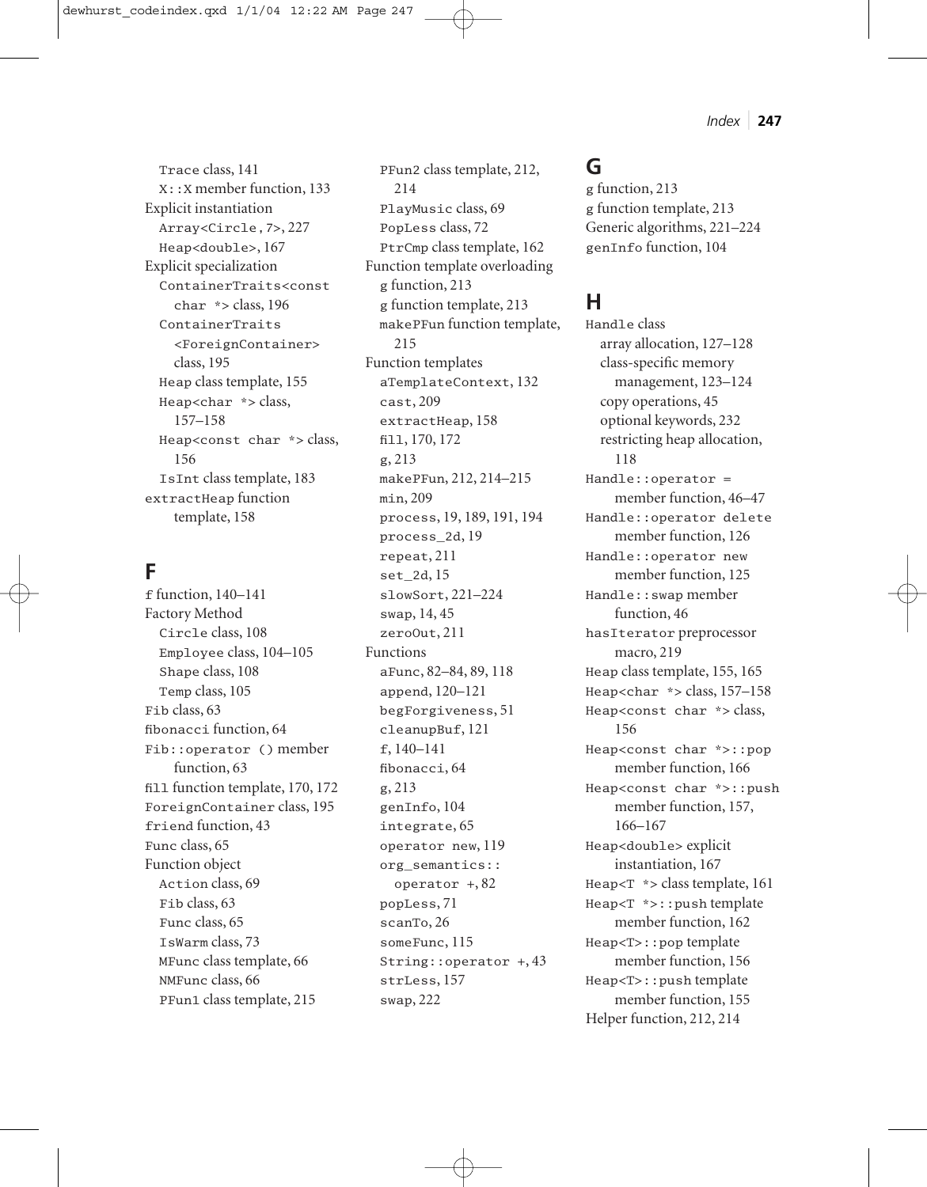Trace class, 141
X::X member function, 133
Explicit instantiation
Array<Circle,7>, 227
Heap<double>, 167
Explicit specialization
ContainerTraits<const char *> class, 196
ContainerTraits <ForeignContainer> class, 195
Heap class template, 155
Heap<char *> class, 157–158
Heap<const char *> class, 156
IsInt class template, 183
extractHeap function template, 158

## F

f function, 140–141
Factory Method
Circle class, 108
Employee class, 104–105
Shape class, 108
Temp class, 105
Fib class, 63
fibonacci function, 64
Fib::operator () member function, 63
fill function template, 170, 172
ForeignContainer class, 195
friend function, 43
Func class, 65
Function object
Action class, 69
Fib class, 63
Func class, 65
IsWarm class, 73
MFunc class template, 66
NMFunc class, 66
PFun1 class template, 215
PFun2 class template, 212, 214
PlayMusic class, 69
PopLess class, 72
PtrCmp class template, 162
Function template overloading
g function, 213
g function template, 213
makePFun function template, 215
Function templates
aTemplateContext, 132
cast, 209
extractHeap, 158
fill, 170, 172
g, 213
makePFun, 212, 214–215
min, 209
process, 19, 189, 191, 194
process_2d, 19
repeat, 211
set_2d, 15
slowSort, 221–224
swap, 14, 45
zeroOut, 211
Functions
aFunc, 82–84, 89, 118
append, 120–121
begForgiveness, 51
cleanupBuf, 121
f, 140–141
fibonacci, 64
g, 213
genInfo, 104
integrate, 65
operator new, 119
org_semantics:: operator +, 82
popLess, 71
scanTo, 26
someFunc, 115
String::operator +, 43
strLess, 157
swap, 222

## G

g function, 213
g function template, 213
Generic algorithms, 221–224
genInfo function, 104

## H

Handle class
array allocation, 127–128
class-specific memory management, 123–124
copy operations, 45
optional keywords, 232
restricting heap allocation, 118
Handle::operator = member function, 46–47
Handle::operator delete member function, 126
Handle::operator new member function, 125
Handle::swap member function, 46
hasIterator preprocessor macro, 219
Heap class template, 155, 165
Heap<char *> class, 157–158
Heap<const char *> class, 156
Heap<const char *>::pop member function, 166
Heap<const char *>::push member function, 157, 166–167
Heap<double> explicit instantiation, 167
Heap<T *> class template, 161
Heap<T *>::push template member function, 162
Heap<T>::pop template member function, 156
Heap<T>::push template member function, 155
Helper function, 212, 214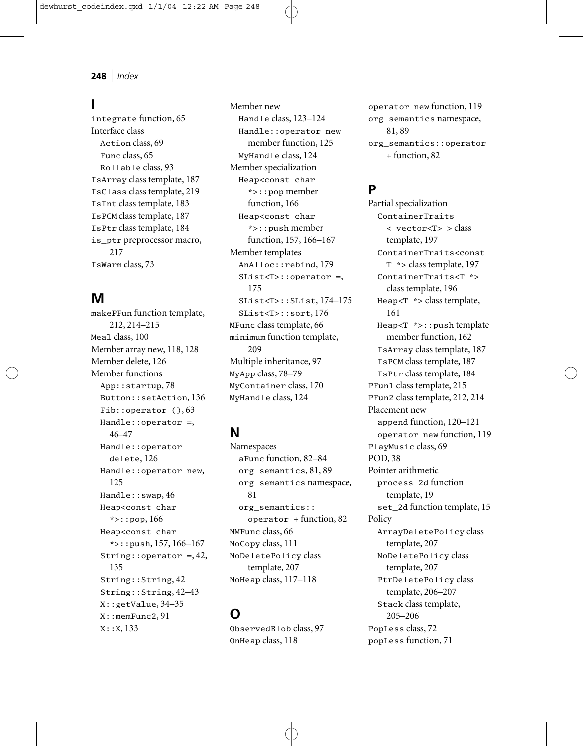## I

integrate function, 65
Interface class
- Action class, 69
- Func class, 65
- Rollable class, 93

IsArray class template, 187
IsClass class template, 219
IsInt class template, 183
IsPCM class template, 187
IsPtr class template, 184
is_ptr preprocessor macro, 217
IsWarm class, 73

## M

makePFun function template, 212, 214–215
Meal class, 100
Member array new, 118, 128
Member delete, 126
Member functions
- App::startup, 78
- Button::setAction, 136
- Fib::operator (), 63
- Handle::operator =, 46–47
- Handle::operator delete, 126
- Handle::operator new, 125
- Handle::swap, 46
- Heap<const char *>::pop, 166
- Heap<const char *>::push, 157, 166–167
- String::operator =, 42, 135
- String::String, 42
- String::String, 42–43
- X::getValue, 34–35
- X::memFunc2, 91
- X::X, 133

Member new
- Handle class, 123–124
- Handle::operator new member function, 125
- MyHandle class, 124

Member specialization
- Heap<const char *>::pop member function, 166
- Heap<const char *>::push member function, 157, 166–167

Member templates
- AnAlloc::rebind, 179
- SList<T>::operator =, 175
- SList<T>::SList, 174–175
- SList<T>::sort, 176

MFunc class template, 66
minimum function template, 209
Multiple inheritance, 97
MyApp class, 78–79
MyContainer class, 170
MyHandle class, 124

## N

Namespaces
- aFunc function, 82–84
- org_semantics, 81, 89
- org_semantics namespace, 81
- org_semantics:: operator + function, 82

NMFunc class, 66
NoCopy class, 111
NoDeletePolicy class template, 207
NoHeap class, 117–118

## O

ObservedBlob class, 97
OnHeap class, 118
operator new function, 119
org_semantics namespace, 81, 89
org_semantics::operator + function, 82

## P

Partial specialization
- ContainerTraits < vector<T> > class template, 197
- ContainerTraits<const T *> class template, 197
- ContainerTraits<T *> class template, 196
- Heap<T *> class template, 161
- Heap<T *>::push template member function, 162
- IsArray class template, 187
- IsPCM class template, 187
- IsPtr class template, 184

PFun1 class template, 215
PFun2 class template, 212, 214
Placement new
- append function, 120–121
- operator new function, 119

PlayMusic class, 69
POD, 38
Pointer arithmetic
- process_2d function template, 19
- set_2d function template, 15

Policy
- ArrayDeletePolicy class template, 207
- NoDeletePolicy class template, 207
- PtrDeletePolicy class template, 206–207
- Stack class template, 205–206

PopLess class, 72
popLess function, 71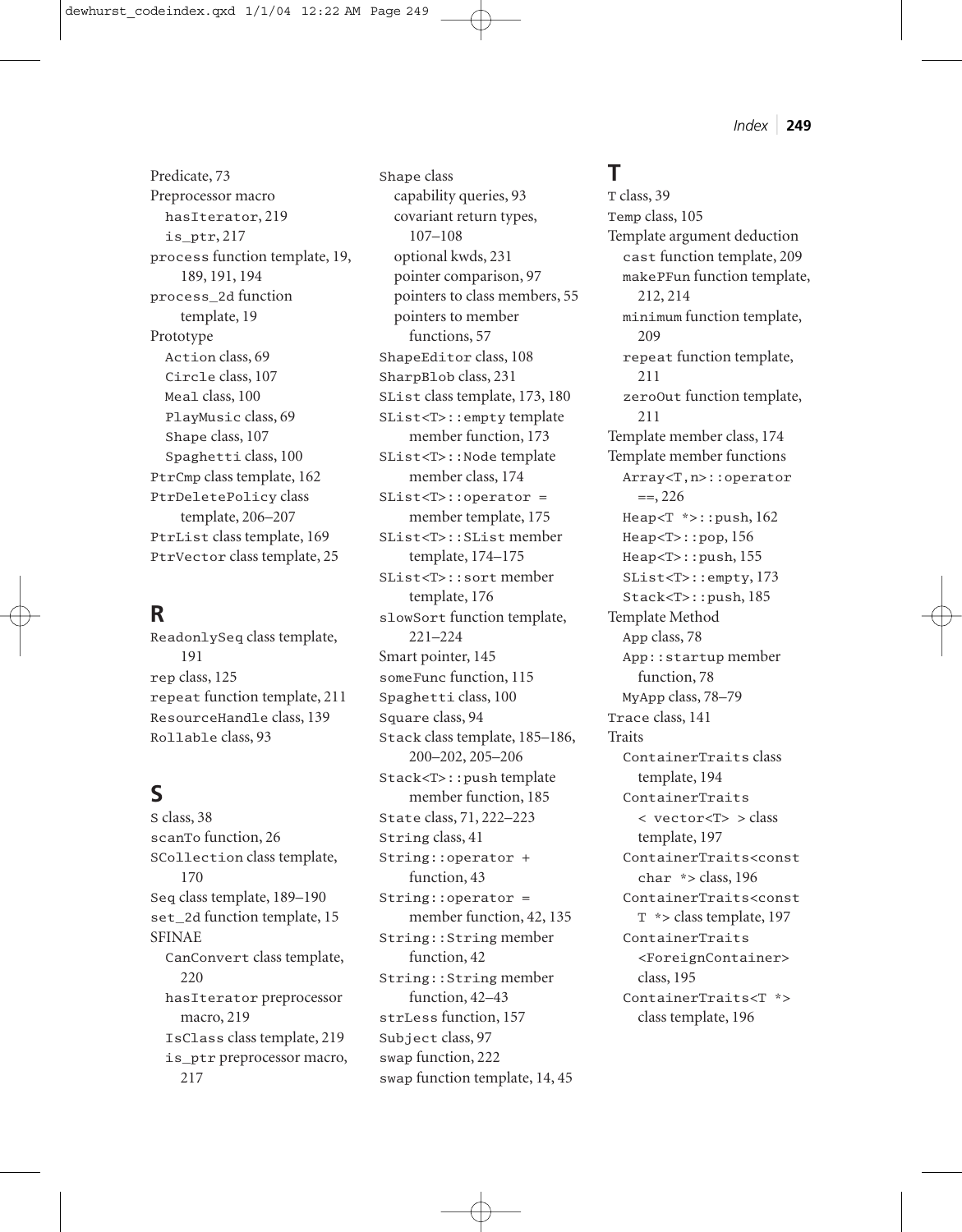Predicate, 73
Preprocessor macro
- hasIterator, 219
- is_ptr, 217

process function template, 19, 189, 191, 194
process_2d function template, 19
Prototype
- Action class, 69
- Circle class, 107
- Meal class, 100
- PlayMusic class, 69
- Shape class, 107
- Spaghetti class, 100

PtrCmp class template, 162
PtrDeletePolicy class template, 206–207
PtrList class template, 169
PtrVector class template, 25

## R

ReadonlySeq class template, 191
rep class, 125
repeat function template, 211
ResourceHandle class, 139
Rollable class, 93

## S

S class, 38
scanTo function, 26
SCollection class template, 170
Seq class template, 189–190
set_2d function template, 15
SFINAE
- CanConvert class template, 220
- hasIterator preprocessor macro, 219
- IsClass class template, 219
- is_ptr preprocessor macro, 217

Shape class
- capability queries, 93
- covariant return types, 107–108
- optional kwds, 231
- pointer comparison, 97
- pointers to class members, 55
- pointers to member functions, 57

ShapeEditor class, 108
SharpBlob class, 231
SList class template, 173, 180
SList<T>::empty template member function, 173
SList<T>::Node template member class, 174
SList<T>::operator = member template, 175
SList<T>::SList member template, 174–175
SList<T>::sort member template, 176
slowSort function template, 221–224
Smart pointer, 145
someFunc function, 115
Spaghetti class, 100
Square class, 94
Stack class template, 185–186, 200–202, 205–206
Stack<T>::push template member function, 185
State class, 71, 222–223
String class, 41
String::operator + function, 43
String::operator = member function, 42, 135
String::String member function, 42
String::String member function, 42–43
strLess function, 157
Subject class, 97
swap function, 222
swap function template, 14, 45

## T

T class, 39
Temp class, 105
Template argument deduction
- cast function template, 209
- makePFun function template, 212, 214
- minimum function template, 209
- repeat function template, 211
- zeroOut function template, 211

Template member class, 174
Template member functions
- Array<T,n>::operator ==, 226
- Heap<T *>::push, 162
- Heap<T>::pop, 156
- Heap<T>::push, 155
- SList<T>::empty, 173
- Stack<T>::push, 185

Template Method
- App class, 78
- App::startup member function, 78
- MyApp class, 78–79

Trace class, 141
Traits
- ContainerTraits class template, 194
- ContainerTraits < vector<T> > class template, 197
- ContainerTraits<const char *> class, 196
- ContainerTraits<const T *> class template, 197
- ContainerTraits <ForeignContainer> class, 195
- ContainerTraits<T *> class template, 196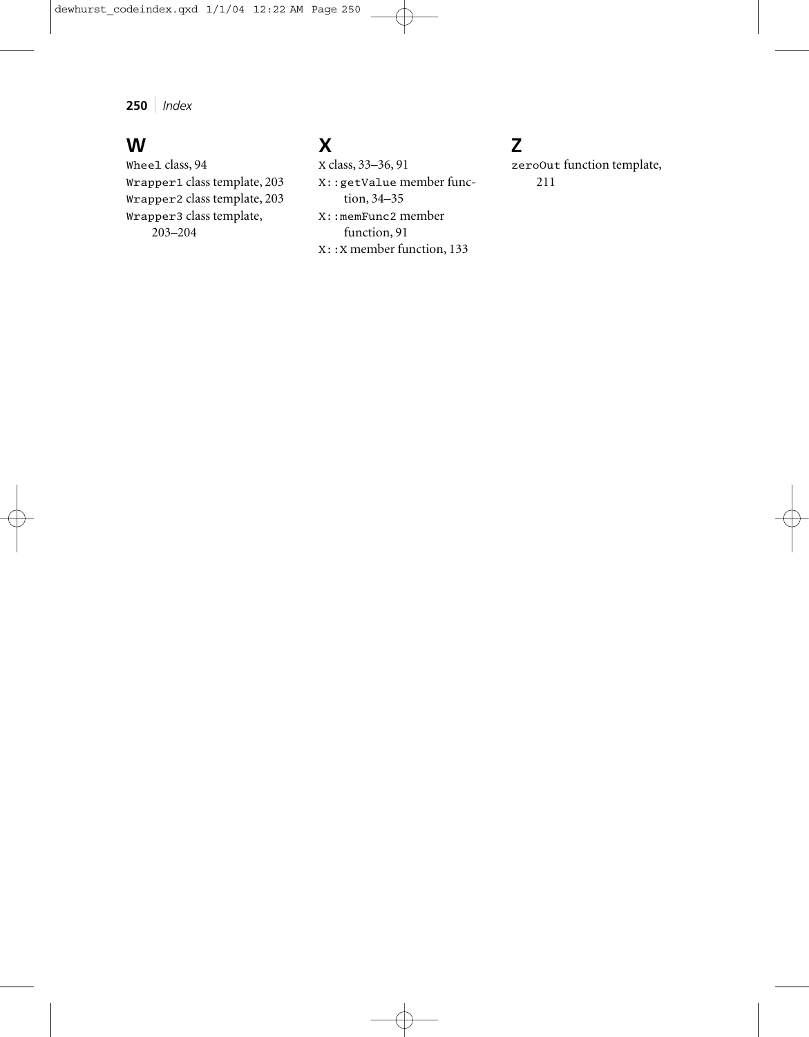## W

`Wheel` class, 94
`Wrapper1` class template, 203
`Wrapper2` class template, 203
`Wrapper3` class template, 203–204

## X

`X` class, 33–36, 91
`X::getValue` member function, 34–35
`X::memFunc2` member function, 91
`X::X` member function, 133

## Z

`zeroOut` function template, 211